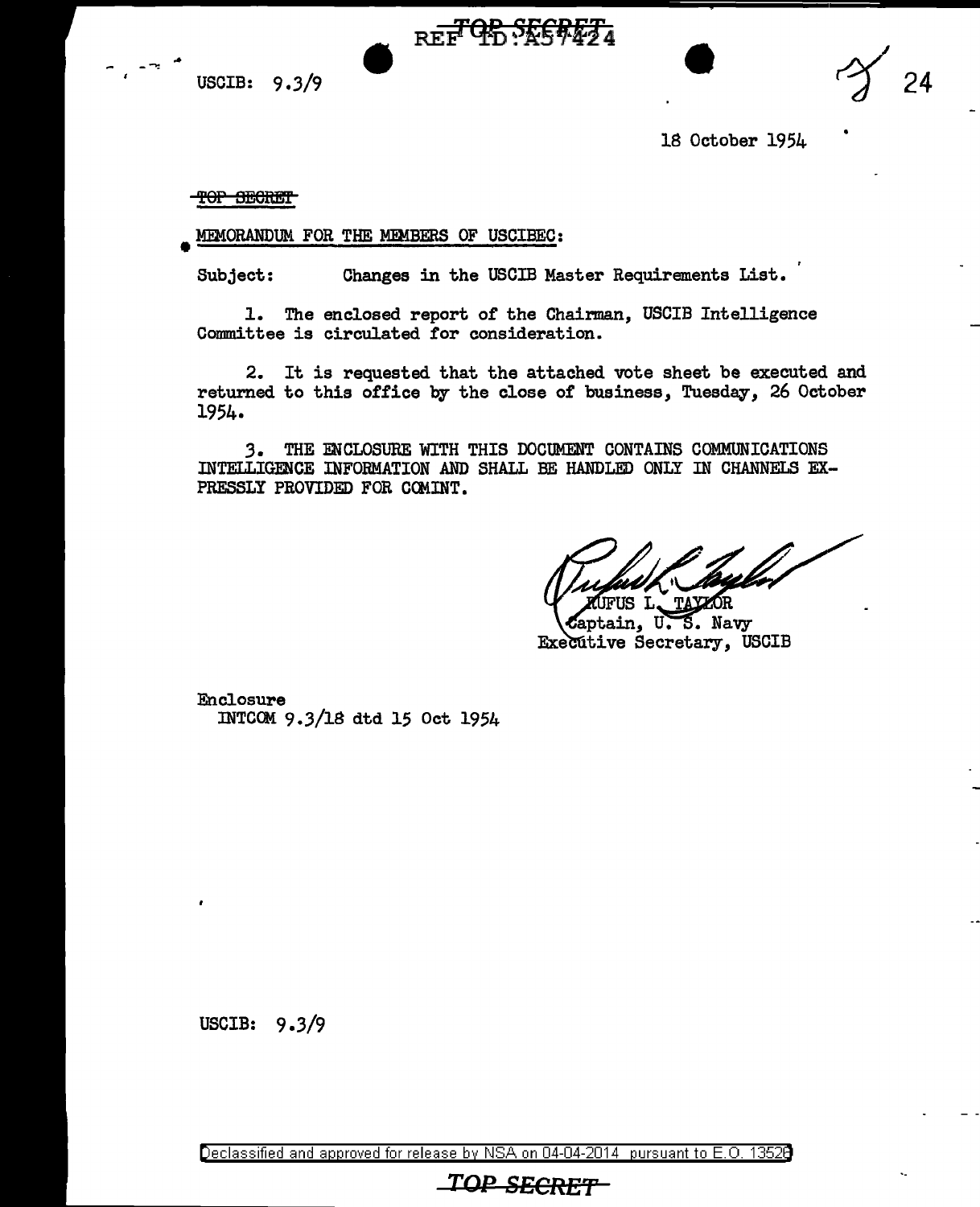USCIB: 9.3/9

18 October 1954

~~TOP SECRET~~

MEMORANDUM FOR THE MEMBERS OF USCIBEC:

Subject: Changes in the USCIB Master Requirements List.

1. The enclosed report of the Chairman, USCIB Intelligence Committee is circulated for consideration.

2. It is requested that the attached vote sheet be executed and returned to this office by the close of business, Tuesday, 26 October 1954.

3. THE ENCLOSURE WITH THIS DOCUMENT CONTAINS COMMUNICATIONS INTELLIGENCE INFORMATION AND SHALL BE HANDLED ONLY IN CHANNELS EXPRESSLY PROVIDED FOR COMINT.

RUFUS L. TAYLOR
Captain, U. S. Navy
Executive Secretary, USCIB

Enclosure
INTCOM 9.3/18 dtd 15 Oct 1954

USCIB: 9.3/9

Declassified and approved for release by NSA on 04-04-2014 pursuant to E.O. 13526

TOP SECRET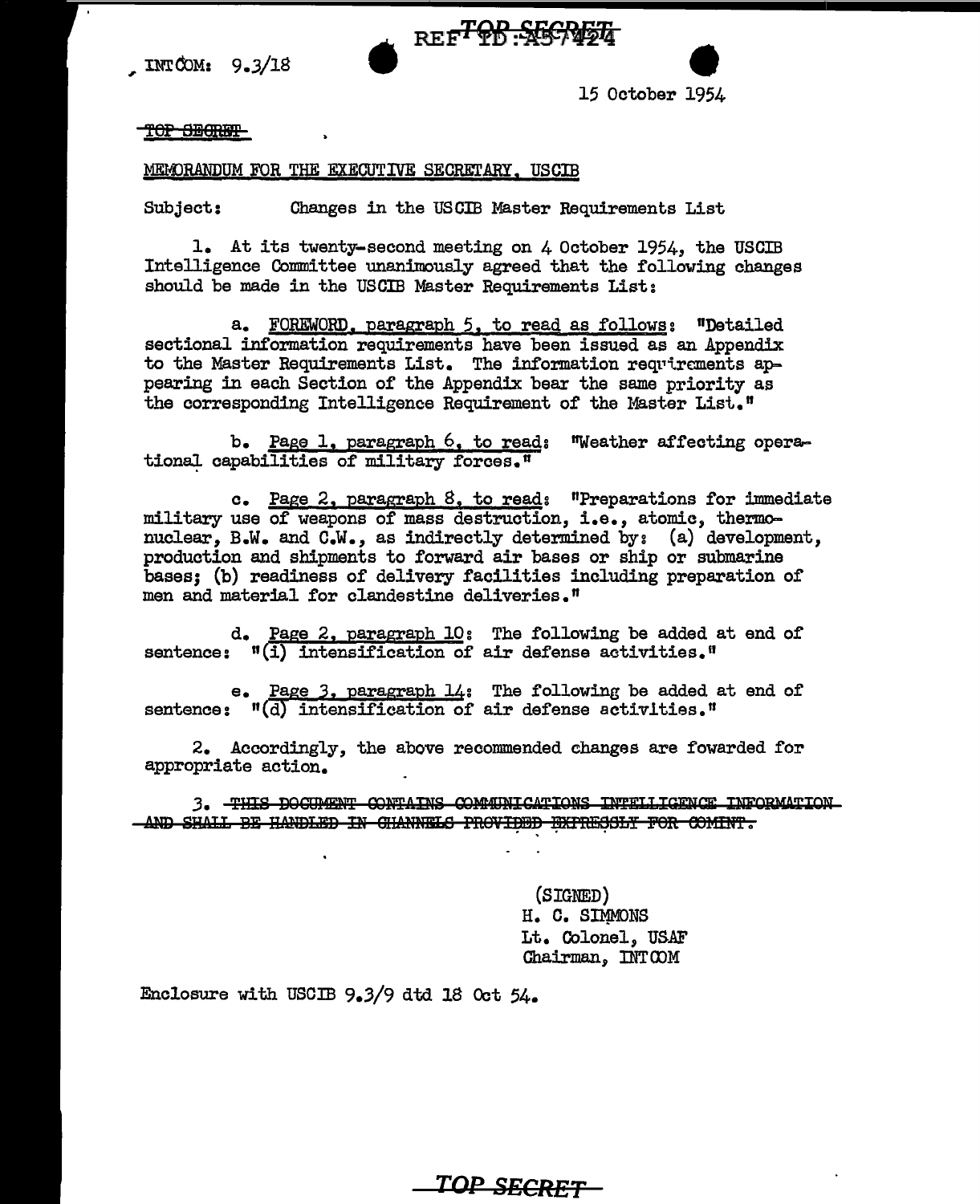INTCOM: 9.3/18

REF ID:A57424

15 October 1954

~~TOP SECRET~~

MEMORANDUM FOR THE EXECUTIVE SECRETARY, USCIB

Subject: Changes in the USCIB Master Requirements List

1. At its twenty-second meeting on 4 October 1954, the USCIB Intelligence Committee unanimously agreed that the following changes should be made in the USCIB Master Requirements List:

a. FOREWORD, paragraph 5, to read as follows: "Detailed sectional information requirements have been issued as an Appendix to the Master Requirements List. The information requirements appearing in each Section of the Appendix bear the same priority as the corresponding Intelligence Requirement of the Master List."

b. Page 1, paragraph 6, to read: "Weather affecting operational capabilities of military forces."

c. Page 2, paragraph 8, to read: "Preparations for immediate military use of weapons of mass destruction, i.e., atomic, thermonuclear, B.W. and C.W., as indirectly determined by: (a) development, production and shipments to forward air bases or ship or submarine bases; (b) readiness of delivery facilities including preparation of men and material for clandestine deliveries."

d. Page 2, paragraph 10: The following be added at end of sentence: "(i) intensification of air defense activities."

e. Page 3, paragraph 14: The following be added at end of sentence: "(d) intensification of air defense activities."

2. Accordingly, the above recommended changes are fowarded for appropriate action.

3. ~~THIS DOCUMENT CONTAINS COMMUNICATIONS INTELLIGENCE INFORMATION AND SHALL BE HANDLED IN CHANNELS PROVIDED EXPRESSLY FOR COMINT.~~

(SIGNED)
H. C. SIMMONS
Lt. Colonel, USAF
Chairman, INTCOM

Enclosure with USCIB 9.3/9 dtd 18 Oct 54.

~~TOP SECRET~~